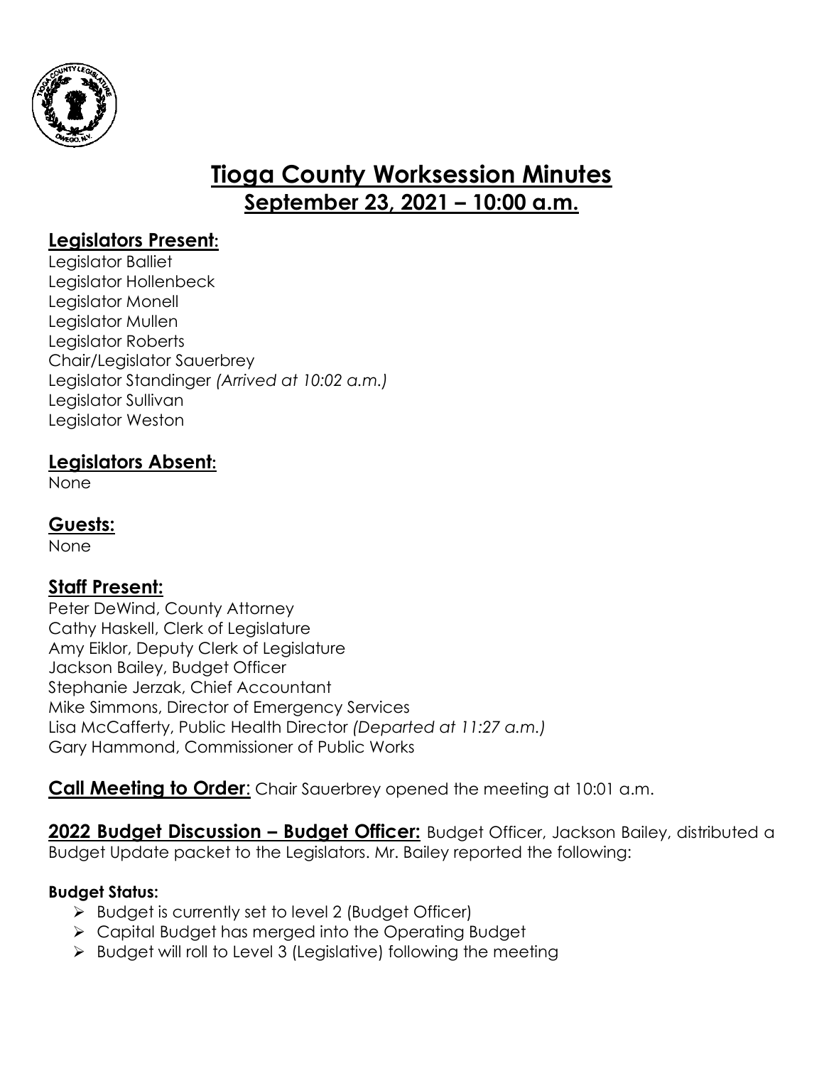# Tioga County Worksession Minutes
## September 23, 2021 – 10:00 a.m.

### Legislators Present:

Legislator Balliet
Legislator Hollenbeck
Legislator Monell
Legislator Mullen
Legislator Roberts
Chair/Legislator Sauerbrey
Legislator Standinger *(Arrived at 10:02 a.m.)*
Legislator Sullivan
Legislator Weston

### Legislators Absent:

None

### Guests:

None

### Staff Present:

Peter DeWind, County Attorney
Cathy Haskell, Clerk of Legislature
Amy Eiklor, Deputy Clerk of Legislature
Jackson Bailey, Budget Officer
Stephanie Jerzak, Chief Accountant
Mike Simmons, Director of Emergency Services
Lisa McCafferty, Public Health Director *(Departed at 11:27 a.m.)*
Gary Hammond, Commissioner of Public Works

**Call Meeting to Order**: Chair Sauerbrey opened the meeting at 10:01 a.m.

**2022 Budget Discussion – Budget Officer:** Budget Officer, Jackson Bailey, distributed a Budget Update packet to the Legislators. Mr. Bailey reported the following:

**Budget Status:**

- Budget is currently set to level 2 (Budget Officer)
- Capital Budget has merged into the Operating Budget
- Budget will roll to Level 3 (Legislative) following the meeting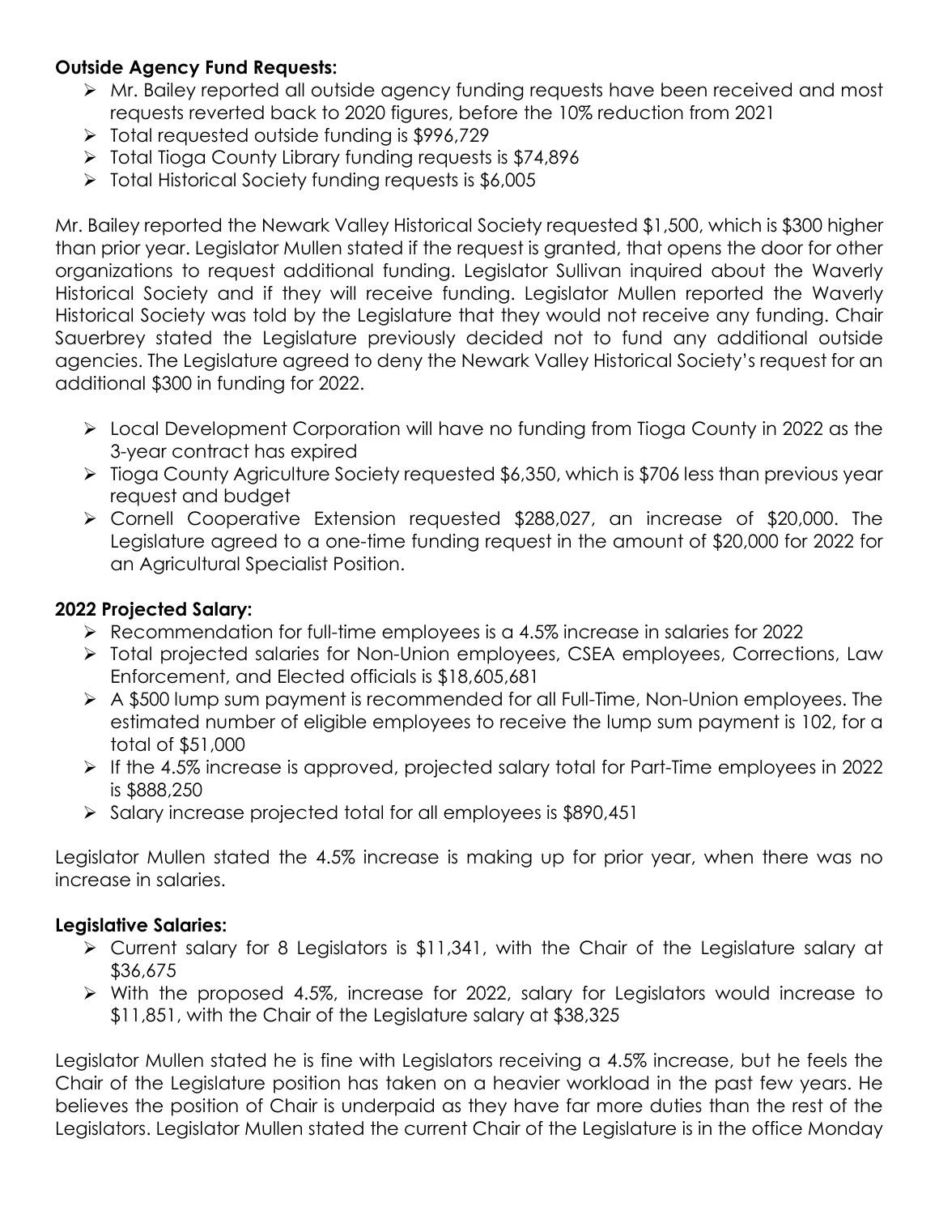**Outside Agency Fund Requests:**

- Mr. Bailey reported all outside agency funding requests have been received and most requests reverted back to 2020 figures, before the 10% reduction from 2021
- Total requested outside funding is $996,729
- Total Tioga County Library funding requests is $74,896
- Total Historical Society funding requests is $6,005

Mr. Bailey reported the Newark Valley Historical Society requested $1,500, which is $300 higher than prior year. Legislator Mullen stated if the request is granted, that opens the door for other organizations to request additional funding. Legislator Sullivan inquired about the Waverly Historical Society and if they will receive funding. Legislator Mullen reported the Waverly Historical Society was told by the Legislature that they would not receive any funding. Chair Sauerbrey stated the Legislature previously decided not to fund any additional outside agencies. The Legislature agreed to deny the Newark Valley Historical Society's request for an additional $300 in funding for 2022.

- Local Development Corporation will have no funding from Tioga County in 2022 as the 3-year contract has expired
- Tioga County Agriculture Society requested $6,350, which is $706 less than previous year request and budget
- Cornell Cooperative Extension requested $288,027, an increase of $20,000. The Legislature agreed to a one-time funding request in the amount of $20,000 for 2022 for an Agricultural Specialist Position.

**2022 Projected Salary:**

- Recommendation for full-time employees is a 4.5% increase in salaries for 2022
- Total projected salaries for Non-Union employees, CSEA employees, Corrections, Law Enforcement, and Elected officials is $18,605,681
- A $500 lump sum payment is recommended for all Full-Time, Non-Union employees. The estimated number of eligible employees to receive the lump sum payment is 102, for a total of $51,000
- If the 4.5% increase is approved, projected salary total for Part-Time employees in 2022 is $888,250
- Salary increase projected total for all employees is $890,451

Legislator Mullen stated the 4.5% increase is making up for prior year, when there was no increase in salaries.

**Legislative Salaries:**

- Current salary for 8 Legislators is $11,341, with the Chair of the Legislature salary at $36,675
- With the proposed 4.5%, increase for 2022, salary for Legislators would increase to $11,851, with the Chair of the Legislature salary at $38,325

Legislator Mullen stated he is fine with Legislators receiving a 4.5% increase, but he feels the Chair of the Legislature position has taken on a heavier workload in the past few years. He believes the position of Chair is underpaid as they have far more duties than the rest of the Legislators. Legislator Mullen stated the current Chair of the Legislature is in the office Monday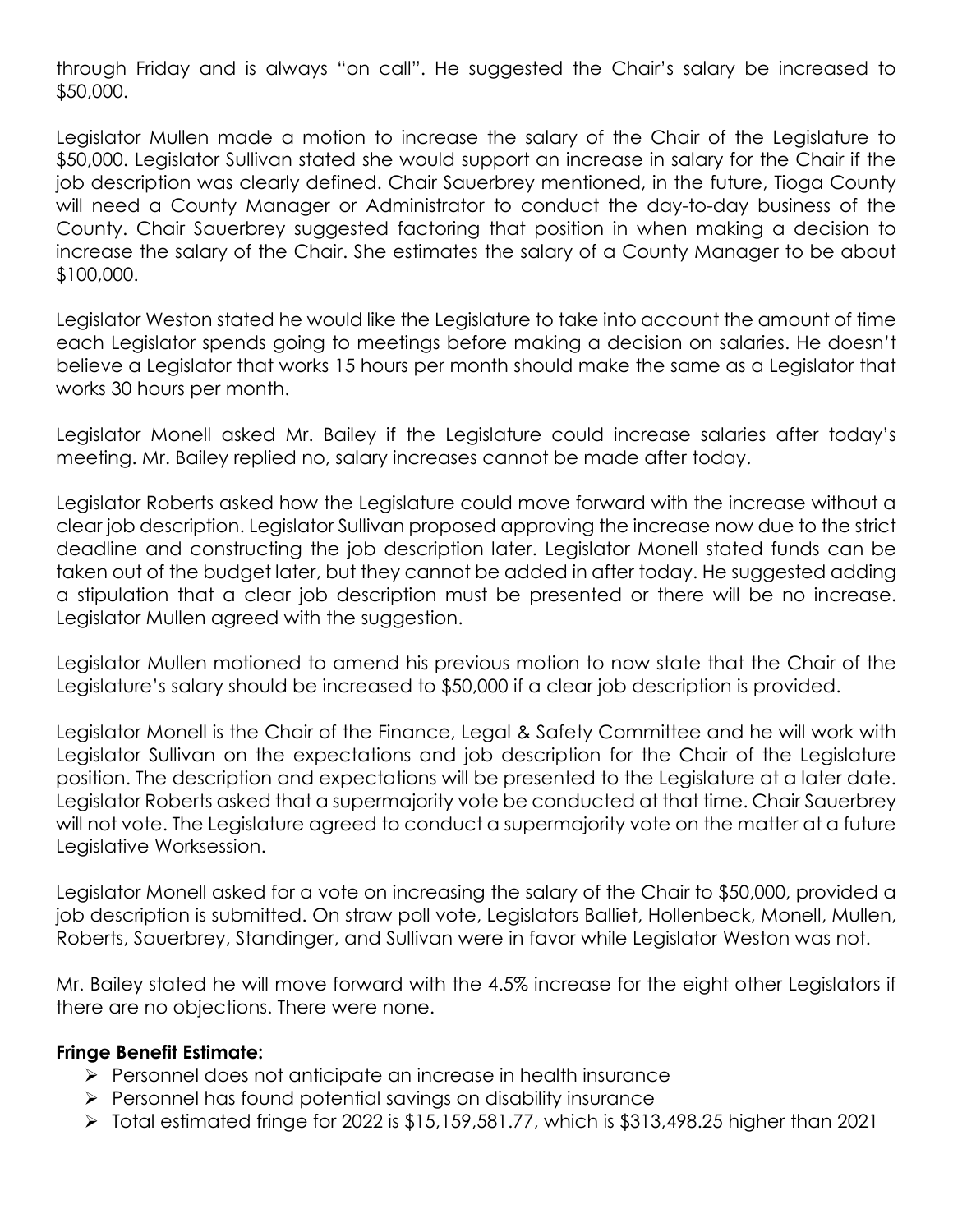through Friday and is always "on call". He suggested the Chair's salary be increased to $50,000.

Legislator Mullen made a motion to increase the salary of the Chair of the Legislature to $50,000. Legislator Sullivan stated she would support an increase in salary for the Chair if the job description was clearly defined. Chair Sauerbrey mentioned, in the future, Tioga County will need a County Manager or Administrator to conduct the day-to-day business of the County. Chair Sauerbrey suggested factoring that position in when making a decision to increase the salary of the Chair. She estimates the salary of a County Manager to be about $100,000.

Legislator Weston stated he would like the Legislature to take into account the amount of time each Legislator spends going to meetings before making a decision on salaries. He doesn't believe a Legislator that works 15 hours per month should make the same as a Legislator that works 30 hours per month.

Legislator Monell asked Mr. Bailey if the Legislature could increase salaries after today's meeting. Mr. Bailey replied no, salary increases cannot be made after today.

Legislator Roberts asked how the Legislature could move forward with the increase without a clear job description. Legislator Sullivan proposed approving the increase now due to the strict deadline and constructing the job description later. Legislator Monell stated funds can be taken out of the budget later, but they cannot be added in after today. He suggested adding a stipulation that a clear job description must be presented or there will be no increase. Legislator Mullen agreed with the suggestion.

Legislator Mullen motioned to amend his previous motion to now state that the Chair of the Legislature's salary should be increased to $50,000 if a clear job description is provided.

Legislator Monell is the Chair of the Finance, Legal & Safety Committee and he will work with Legislator Sullivan on the expectations and job description for the Chair of the Legislature position. The description and expectations will be presented to the Legislature at a later date. Legislator Roberts asked that a supermajority vote be conducted at that time. Chair Sauerbrey will not vote. The Legislature agreed to conduct a supermajority vote on the matter at a future Legislative Worksession.

Legislator Monell asked for a vote on increasing the salary of the Chair to $50,000, provided a job description is submitted. On straw poll vote, Legislators Balliet, Hollenbeck, Monell, Mullen, Roberts, Sauerbrey, Standinger, and Sullivan were in favor while Legislator Weston was not.

Mr. Bailey stated he will move forward with the 4.5% increase for the eight other Legislators if there are no objections. There were none.

**Fringe Benefit Estimate:**

- Personnel does not anticipate an increase in health insurance
- Personnel has found potential savings on disability insurance
- Total estimated fringe for 2022 is $15,159,581.77, which is $313,498.25 higher than 2021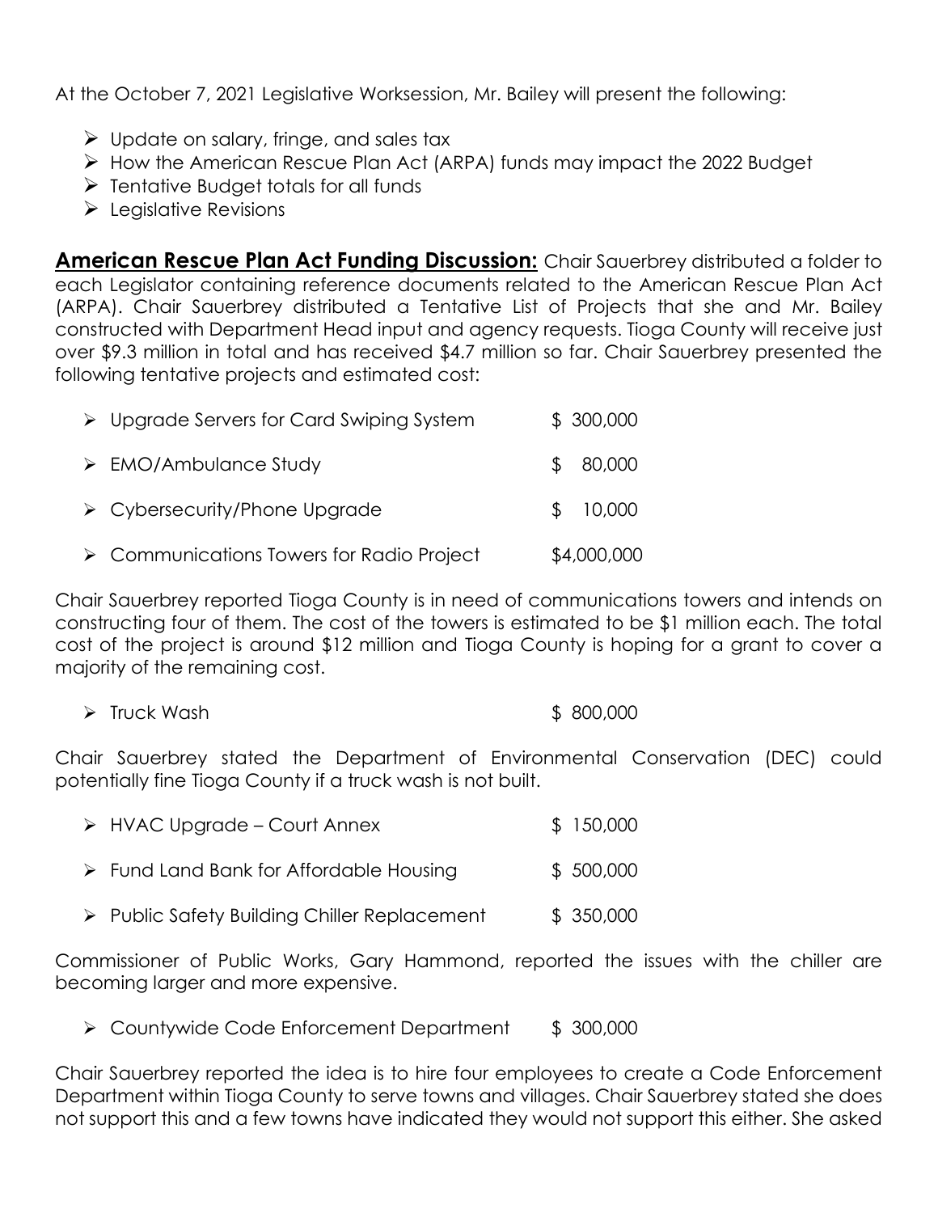At the October 7, 2021 Legislative Worksession, Mr. Bailey will present the following:

- Update on salary, fringe, and sales tax
- How the American Rescue Plan Act (ARPA) funds may impact the 2022 Budget
- Tentative Budget totals for all funds
- Legislative Revisions

**American Rescue Plan Act Funding Discussion:** Chair Sauerbrey distributed a folder to each Legislator containing reference documents related to the American Rescue Plan Act (ARPA). Chair Sauerbrey distributed a Tentative List of Projects that she and Mr. Bailey constructed with Department Head input and agency requests. Tioga County will receive just over $9.3 million in total and has received $4.7 million so far. Chair Sauerbrey presented the following tentative projects and estimated cost:

- Upgrade Servers for Card Swiping System $ 300,000
- EMO/Ambulance Study $ 80,000
- Cybersecurity/Phone Upgrade $ 10,000
- Communications Towers for Radio Project $4,000,000

Chair Sauerbrey reported Tioga County is in need of communications towers and intends on constructing four of them. The cost of the towers is estimated to be $1 million each. The total cost of the project is around $12 million and Tioga County is hoping for a grant to cover a majority of the remaining cost.

- Truck Wash $ 800,000

Chair Sauerbrey stated the Department of Environmental Conservation (DEC) could potentially fine Tioga County if a truck wash is not built.

- HVAC Upgrade – Court Annex $ 150,000
- Fund Land Bank for Affordable Housing $ 500,000
- Public Safety Building Chiller Replacement $ 350,000

Commissioner of Public Works, Gary Hammond, reported the issues with the chiller are becoming larger and more expensive.

- Countywide Code Enforcement Department $ 300,000

Chair Sauerbrey reported the idea is to hire four employees to create a Code Enforcement Department within Tioga County to serve towns and villages. Chair Sauerbrey stated she does not support this and a few towns have indicated they would not support this either. She asked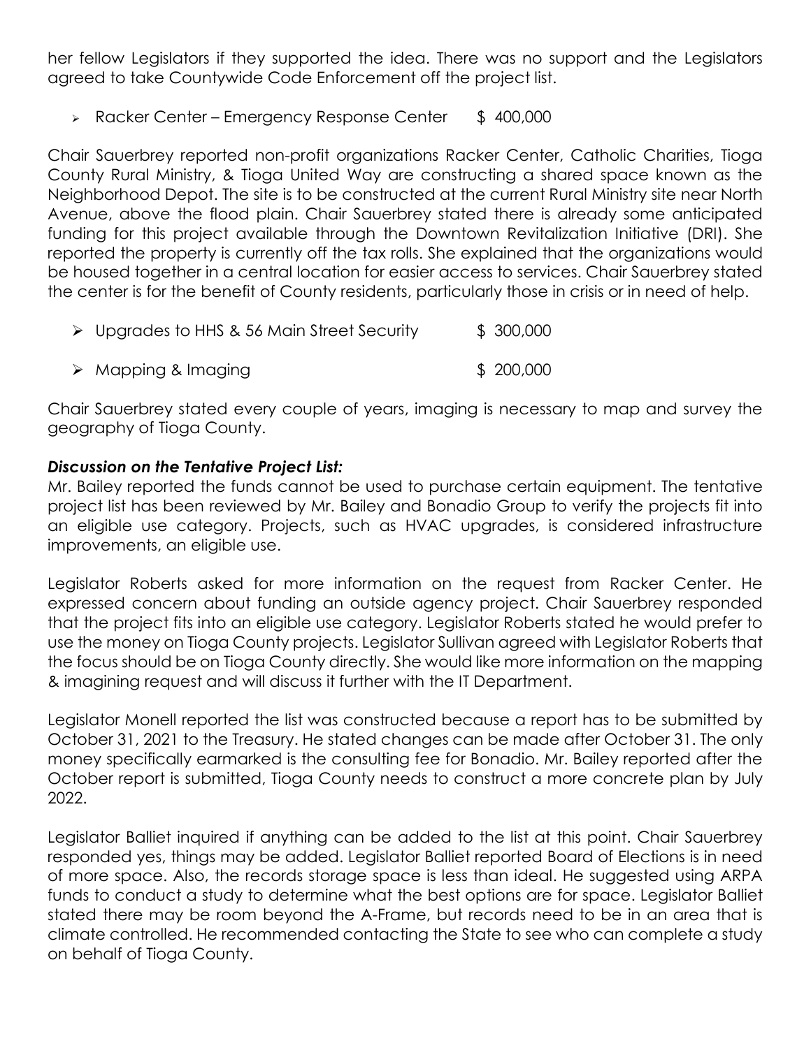her fellow Legislators if they supported the idea. There was no support and the Legislators agreed to take Countywide Code Enforcement off the project list.

- Racker Center – Emergency Response Center $ 400,000

Chair Sauerbrey reported non-profit organizations Racker Center, Catholic Charities, Tioga County Rural Ministry, & Tioga United Way are constructing a shared space known as the Neighborhood Depot. The site is to be constructed at the current Rural Ministry site near North Avenue, above the flood plain. Chair Sauerbrey stated there is already some anticipated funding for this project available through the Downtown Revitalization Initiative (DRI). She reported the property is currently off the tax rolls. She explained that the organizations would be housed together in a central location for easier access to services. Chair Sauerbrey stated the center is for the benefit of County residents, particularly those in crisis or in need of help.

- Upgrades to HHS & 56 Main Street Security $ 300,000
- Mapping & Imaging $ 200,000

Chair Sauerbrey stated every couple of years, imaging is necessary to map and survey the geography of Tioga County.

***Discussion on the Tentative Project List:***

Mr. Bailey reported the funds cannot be used to purchase certain equipment. The tentative project list has been reviewed by Mr. Bailey and Bonadio Group to verify the projects fit into an eligible use category. Projects, such as HVAC upgrades, is considered infrastructure improvements, an eligible use.

Legislator Roberts asked for more information on the request from Racker Center. He expressed concern about funding an outside agency project. Chair Sauerbrey responded that the project fits into an eligible use category. Legislator Roberts stated he would prefer to use the money on Tioga County projects. Legislator Sullivan agreed with Legislator Roberts that the focus should be on Tioga County directly. She would like more information on the mapping & imagining request and will discuss it further with the IT Department.

Legislator Monell reported the list was constructed because a report has to be submitted by October 31, 2021 to the Treasury. He stated changes can be made after October 31. The only money specifically earmarked is the consulting fee for Bonadio. Mr. Bailey reported after the October report is submitted, Tioga County needs to construct a more concrete plan by July 2022.

Legislator Balliet inquired if anything can be added to the list at this point. Chair Sauerbrey responded yes, things may be added. Legislator Balliet reported Board of Elections is in need of more space. Also, the records storage space is less than ideal. He suggested using ARPA funds to conduct a study to determine what the best options are for space. Legislator Balliet stated there may be room beyond the A-Frame, but records need to be in an area that is climate controlled. He recommended contacting the State to see who can complete a study on behalf of Tioga County.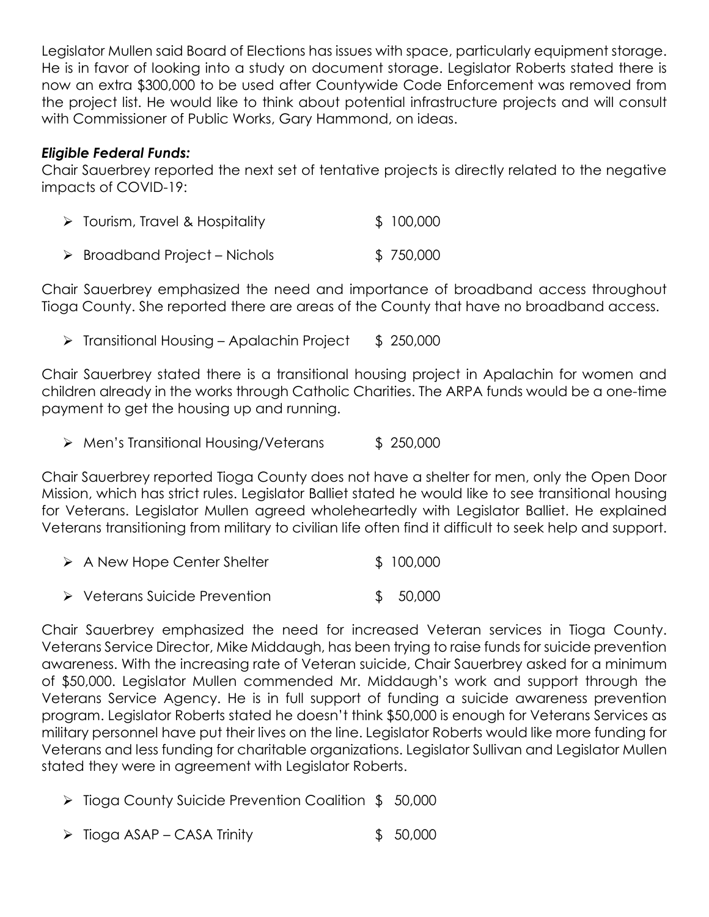Legislator Mullen said Board of Elections has issues with space, particularly equipment storage. He is in favor of looking into a study on document storage. Legislator Roberts stated there is now an extra $300,000 to be used after Countywide Code Enforcement was removed from the project list. He would like to think about potential infrastructure projects and will consult with Commissioner of Public Works, Gary Hammond, on ideas.

***Eligible Federal Funds:***

Chair Sauerbrey reported the next set of tentative projects is directly related to the negative impacts of COVID-19:

- Tourism, Travel & Hospitality $ 100,000
- Broadband Project – Nichols $ 750,000

Chair Sauerbrey emphasized the need and importance of broadband access throughout Tioga County. She reported there are areas of the County that have no broadband access.

- Transitional Housing – Apalachin Project $ 250,000

Chair Sauerbrey stated there is a transitional housing project in Apalachin for women and children already in the works through Catholic Charities. The ARPA funds would be a one-time payment to get the housing up and running.

- Men's Transitional Housing/Veterans $ 250,000

Chair Sauerbrey reported Tioga County does not have a shelter for men, only the Open Door Mission, which has strict rules. Legislator Balliet stated he would like to see transitional housing for Veterans. Legislator Mullen agreed wholeheartedly with Legislator Balliet. He explained Veterans transitioning from military to civilian life often find it difficult to seek help and support.

- A New Hope Center Shelter $ 100,000
- Veterans Suicide Prevention $ 50,000

Chair Sauerbrey emphasized the need for increased Veteran services in Tioga County. Veterans Service Director, Mike Middaugh, has been trying to raise funds for suicide prevention awareness. With the increasing rate of Veteran suicide, Chair Sauerbrey asked for a minimum of $50,000. Legislator Mullen commended Mr. Middaugh's work and support through the Veterans Service Agency. He is in full support of funding a suicide awareness prevention program. Legislator Roberts stated he doesn't think $50,000 is enough for Veterans Services as military personnel have put their lives on the line. Legislator Roberts would like more funding for Veterans and less funding for charitable organizations. Legislator Sullivan and Legislator Mullen stated they were in agreement with Legislator Roberts.

- Tioga County Suicide Prevention Coalition $ 50,000
- Tioga ASAP – CASA Trinity $ 50,000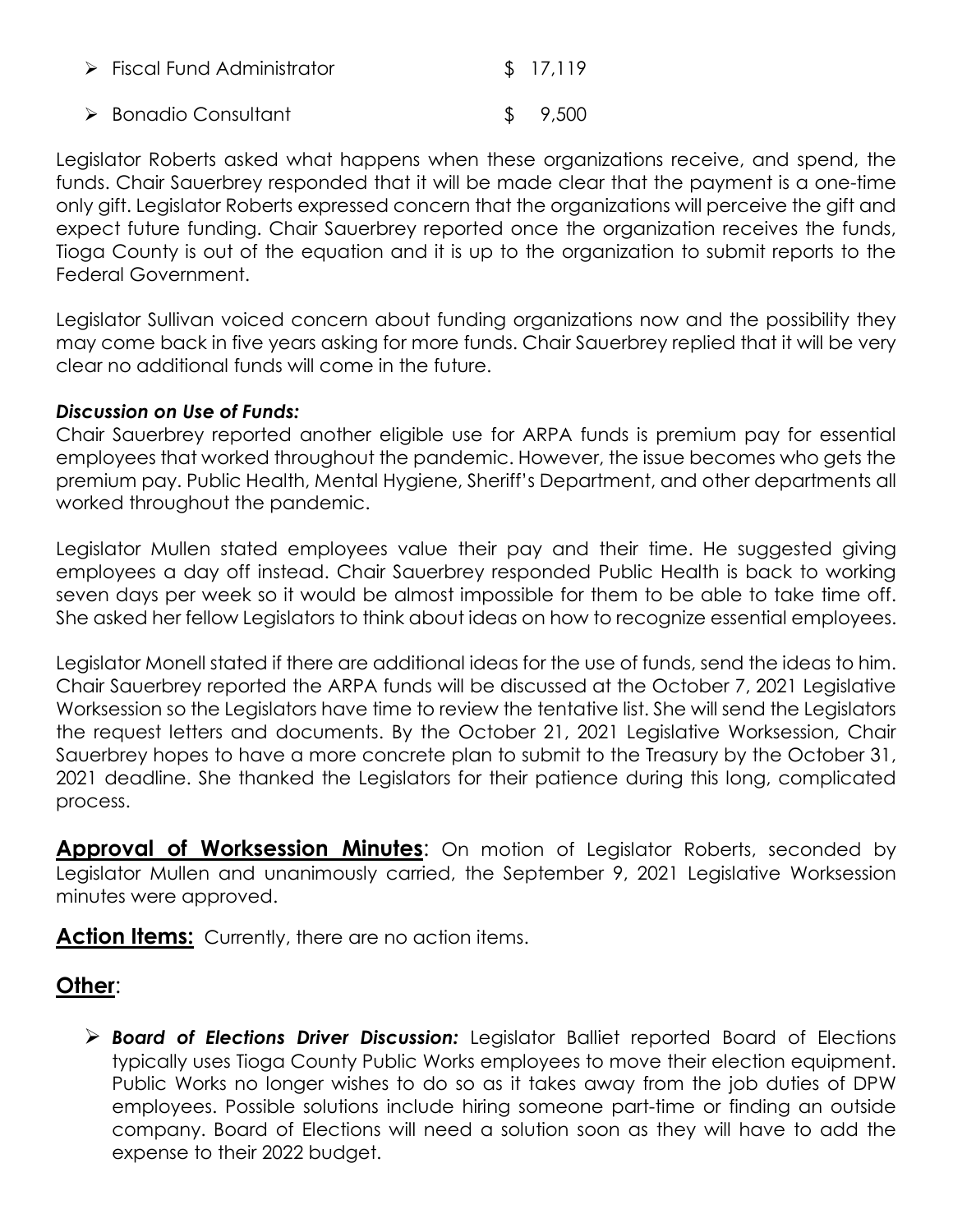- Fiscal Fund Administrator $ 17,119
- Bonadio Consultant $ 9,500

Legislator Roberts asked what happens when these organizations receive, and spend, the funds. Chair Sauerbrey responded that it will be made clear that the payment is a one-time only gift. Legislator Roberts expressed concern that the organizations will perceive the gift and expect future funding. Chair Sauerbrey reported once the organization receives the funds, Tioga County is out of the equation and it is up to the organization to submit reports to the Federal Government.

Legislator Sullivan voiced concern about funding organizations now and the possibility they may come back in five years asking for more funds. Chair Sauerbrey replied that it will be very clear no additional funds will come in the future.

***Discussion on Use of Funds:***
Chair Sauerbrey reported another eligible use for ARPA funds is premium pay for essential employees that worked throughout the pandemic. However, the issue becomes who gets the premium pay. Public Health, Mental Hygiene, Sheriff's Department, and other departments all worked throughout the pandemic.

Legislator Mullen stated employees value their pay and their time. He suggested giving employees a day off instead. Chair Sauerbrey responded Public Health is back to working seven days per week so it would be almost impossible for them to be able to take time off. She asked her fellow Legislators to think about ideas on how to recognize essential employees.

Legislator Monell stated if there are additional ideas for the use of funds, send the ideas to him. Chair Sauerbrey reported the ARPA funds will be discussed at the October 7, 2021 Legislative Worksession so the Legislators have time to review the tentative list. She will send the Legislators the request letters and documents. By the October 21, 2021 Legislative Worksession, Chair Sauerbrey hopes to have a more concrete plan to submit to the Treasury by the October 31, 2021 deadline. She thanked the Legislators for their patience during this long, complicated process.

**Approval of Worksession Minutes**: On motion of Legislator Roberts, seconded by Legislator Mullen and unanimously carried, the September 9, 2021 Legislative Worksession minutes were approved.

**Action Items:** Currently, there are no action items.

## Other:

- ***Board of Elections Driver Discussion:*** Legislator Balliet reported Board of Elections typically uses Tioga County Public Works employees to move their election equipment. Public Works no longer wishes to do so as it takes away from the job duties of DPW employees. Possible solutions include hiring someone part-time or finding an outside company. Board of Elections will need a solution soon as they will have to add the expense to their 2022 budget.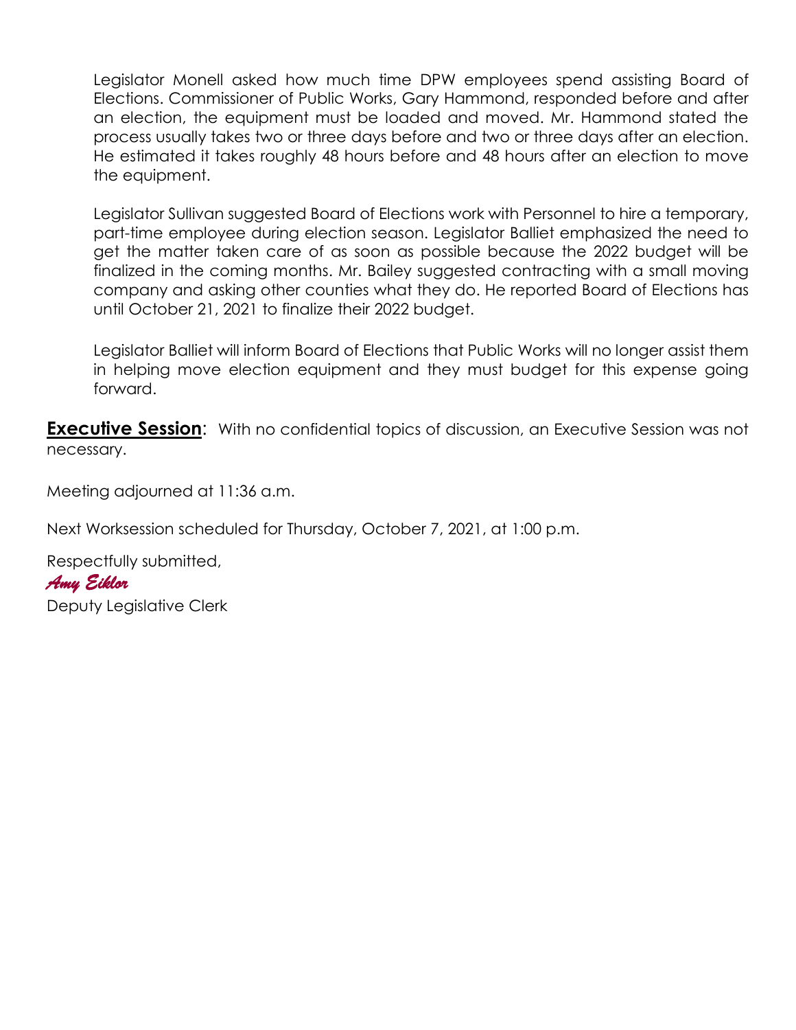Legislator Monell asked how much time DPW employees spend assisting Board of Elections. Commissioner of Public Works, Gary Hammond, responded before and after an election, the equipment must be loaded and moved. Mr. Hammond stated the process usually takes two or three days before and two or three days after an election. He estimated it takes roughly 48 hours before and 48 hours after an election to move the equipment.

Legislator Sullivan suggested Board of Elections work with Personnel to hire a temporary, part-time employee during election season. Legislator Balliet emphasized the need to get the matter taken care of as soon as possible because the 2022 budget will be finalized in the coming months. Mr. Bailey suggested contracting with a small moving company and asking other counties what they do. He reported Board of Elections has until October 21, 2021 to finalize their 2022 budget.

Legislator Balliet will inform Board of Elections that Public Works will no longer assist them in helping move election equipment and they must budget for this expense going forward.

**Executive Session**: With no confidential topics of discussion, an Executive Session was not necessary.

Meeting adjourned at 11:36 a.m.

Next Worksession scheduled for Thursday, October 7, 2021, at 1:00 p.m.

Respectfully submitted,

*Amy Eiklor*

Deputy Legislative Clerk